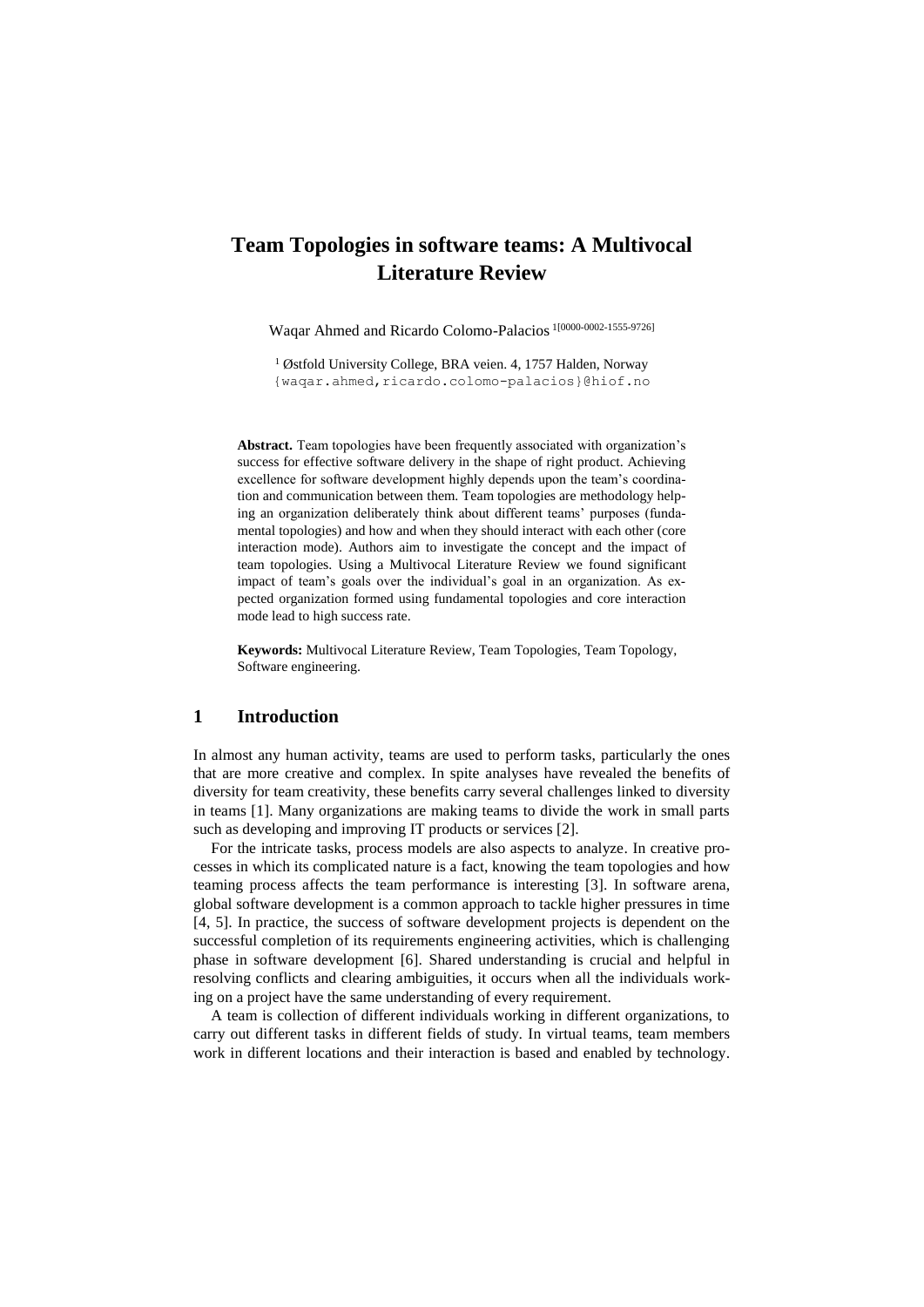# Team Topologies in software teams: A Multivocal Literature Review

Waqar Ahmed and Ricardo Colomo-Palacios [1[0000-0002-1555-9726]]

[1] Østfold University College, BRA veien. 4, 1757 Halden, Norway
{waqar.ahmed,ricardo.colomo-palacios}@hiof.no

**Abstract.** Team topologies have been frequently associated with organization's success for effective software delivery in the shape of right product. Achieving excellence for software development highly depends upon the team's coordination and communication between them. Team topologies are methodology helping an organization deliberately think about different teams' purposes (fundamental topologies) and how and when they should interact with each other (core interaction mode). Authors aim to investigate the concept and the impact of team topologies. Using a Multivocal Literature Review we found significant impact of team's goals over the individual's goal in an organization. As expected organization formed using fundamental topologies and core interaction mode lead to high success rate.

**Keywords:** Multivocal Literature Review, Team Topologies, Team Topology, Software engineering.

## 1 Introduction

In almost any human activity, teams are used to perform tasks, particularly the ones that are more creative and complex. In spite analyses have revealed the benefits of diversity for team creativity, these benefits carry several challenges linked to diversity in teams [1]. Many organizations are making teams to divide the work in small parts such as developing and improving IT products or services [2].

For the intricate tasks, process models are also aspects to analyze. In creative processes in which its complicated nature is a fact, knowing the team topologies and how teaming process affects the team performance is interesting [3]. In software arena, global software development is a common approach to tackle higher pressures in time [4, 5]. In practice, the success of software development projects is dependent on the successful completion of its requirements engineering activities, which is challenging phase in software development [6]. Shared understanding is crucial and helpful in resolving conflicts and clearing ambiguities, it occurs when all the individuals working on a project have the same understanding of every requirement.

A team is collection of different individuals working in different organizations, to carry out different tasks in different fields of study. In virtual teams, team members work in different locations and their interaction is based and enabled by technology.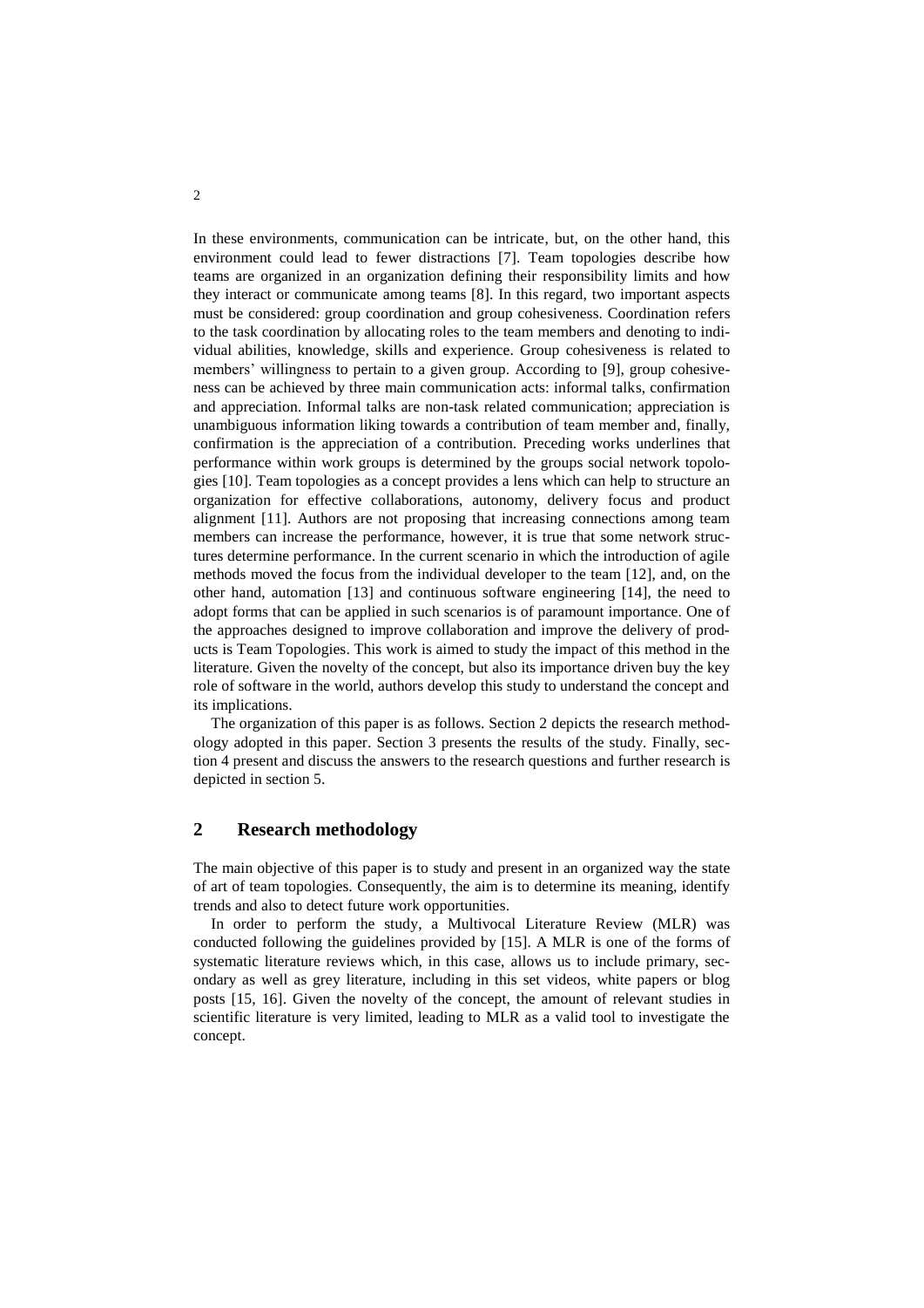In these environments, communication can be intricate, but, on the other hand, this environment could lead to fewer distractions [7]. Team topologies describe how teams are organized in an organization defining their responsibility limits and how they interact or communicate among teams [8]. In this regard, two important aspects must be considered: group coordination and group cohesiveness. Coordination refers to the task coordination by allocating roles to the team members and denoting to individual abilities, knowledge, skills and experience. Group cohesiveness is related to members' willingness to pertain to a given group. According to [9], group cohesiveness can be achieved by three main communication acts: informal talks, confirmation and appreciation. Informal talks are non-task related communication; appreciation is unambiguous information liking towards a contribution of team member and, finally, confirmation is the appreciation of a contribution. Preceding works underlines that performance within work groups is determined by the groups social network topologies [10]. Team topologies as a concept provides a lens which can help to structure an organization for effective collaborations, autonomy, delivery focus and product alignment [11]. Authors are not proposing that increasing connections among team members can increase the performance, however, it is true that some network structures determine performance. In the current scenario in which the introduction of agile methods moved the focus from the individual developer to the team [12], and, on the other hand, automation [13] and continuous software engineering [14], the need to adopt forms that can be applied in such scenarios is of paramount importance. One of the approaches designed to improve collaboration and improve the delivery of products is Team Topologies. This work is aimed to study the impact of this method in the literature. Given the novelty of the concept, but also its importance driven buy the key role of software in the world, authors develop this study to understand the concept and its implications.

The organization of this paper is as follows. Section 2 depicts the research methodology adopted in this paper. Section 3 presents the results of the study. Finally, section 4 present and discuss the answers to the research questions and further research is depicted in section 5.

## 2 Research methodology

The main objective of this paper is to study and present in an organized way the state of art of team topologies. Consequently, the aim is to determine its meaning, identify trends and also to detect future work opportunities.

In order to perform the study, a Multivocal Literature Review (MLR) was conducted following the guidelines provided by [15]. A MLR is one of the forms of systematic literature reviews which, in this case, allows us to include primary, secondary as well as grey literature, including in this set videos, white papers or blog posts [15, 16]. Given the novelty of the concept, the amount of relevant studies in scientific literature is very limited, leading to MLR as a valid tool to investigate the concept.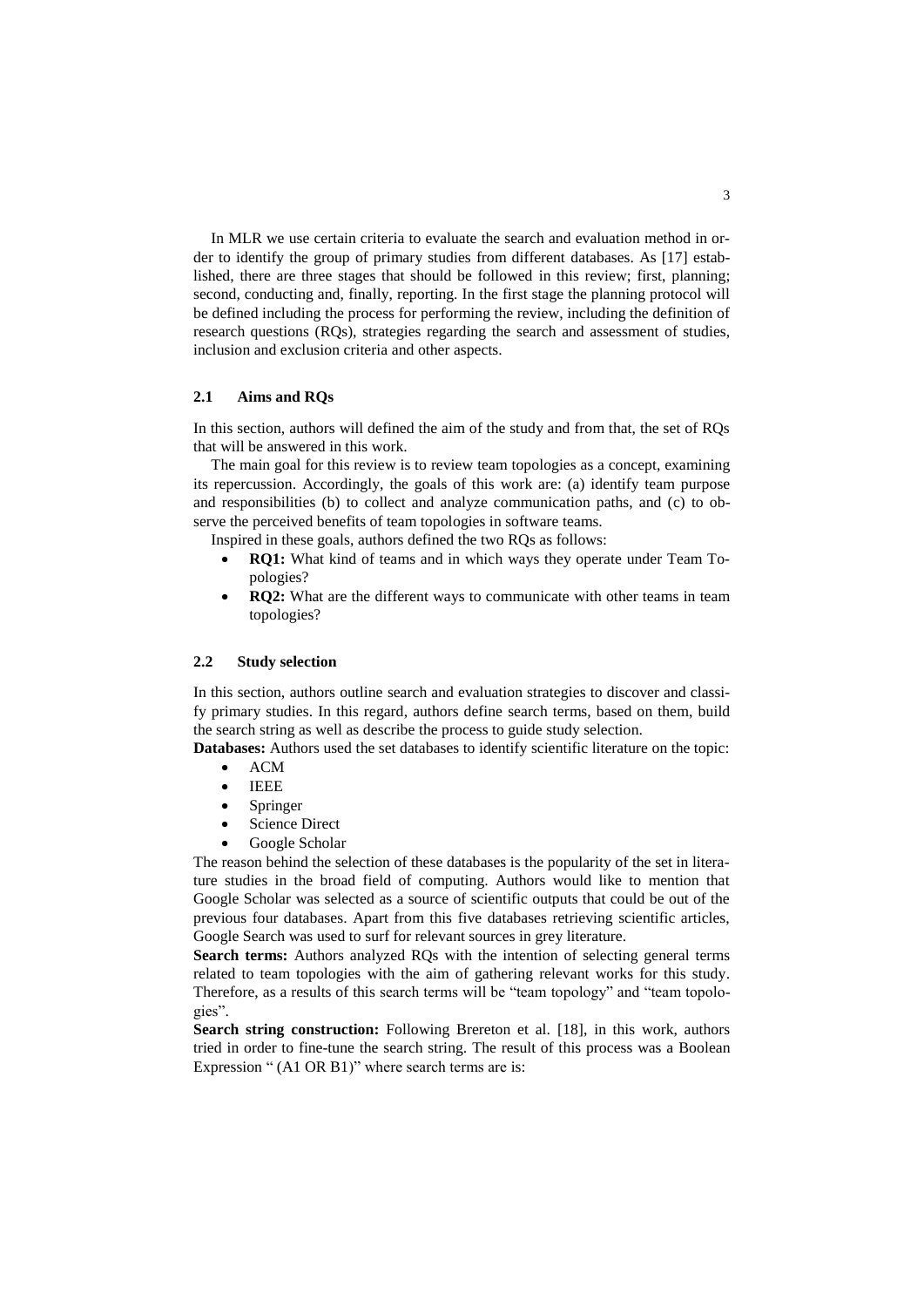In MLR we use certain criteria to evaluate the search and evaluation method in order to identify the group of primary studies from different databases. As [17] established, there are three stages that should be followed in this review; first, planning; second, conducting and, finally, reporting. In the first stage the planning protocol will be defined including the process for performing the review, including the definition of research questions (RQs), strategies regarding the search and assessment of studies, inclusion and exclusion criteria and other aspects.

### 2.1 Aims and RQs

In this section, authors will defined the aim of the study and from that, the set of RQs that will be answered in this work.

The main goal for this review is to review team topologies as a concept, examining its repercussion. Accordingly, the goals of this work are: (a) identify team purpose and responsibilities (b) to collect and analyze communication paths, and (c) to observe the perceived benefits of team topologies in software teams.

Inspired in these goals, authors defined the two RQs as follows:

- **RQ1:** What kind of teams and in which ways they operate under Team Topologies?
- **RQ2:** What are the different ways to communicate with other teams in team topologies?

### 2.2 Study selection

In this section, authors outline search and evaluation strategies to discover and classify primary studies. In this regard, authors define search terms, based on them, build the search string as well as describe the process to guide study selection.

**Databases:** Authors used the set databases to identify scientific literature on the topic:

- ACM
- IEEE
- Springer
- Science Direct
- Google Scholar

The reason behind the selection of these databases is the popularity of the set in literature studies in the broad field of computing. Authors would like to mention that Google Scholar was selected as a source of scientific outputs that could be out of the previous four databases. Apart from this five databases retrieving scientific articles, Google Search was used to surf for relevant sources in grey literature.

**Search terms:** Authors analyzed RQs with the intention of selecting general terms related to team topologies with the aim of gathering relevant works for this study. Therefore, as a results of this search terms will be "team topology" and "team topologies".

**Search string construction:** Following Brereton et al. [18], in this work, authors tried in order to fine-tune the search string. The result of this process was a Boolean Expression " (A1 OR B1)" where search terms are is: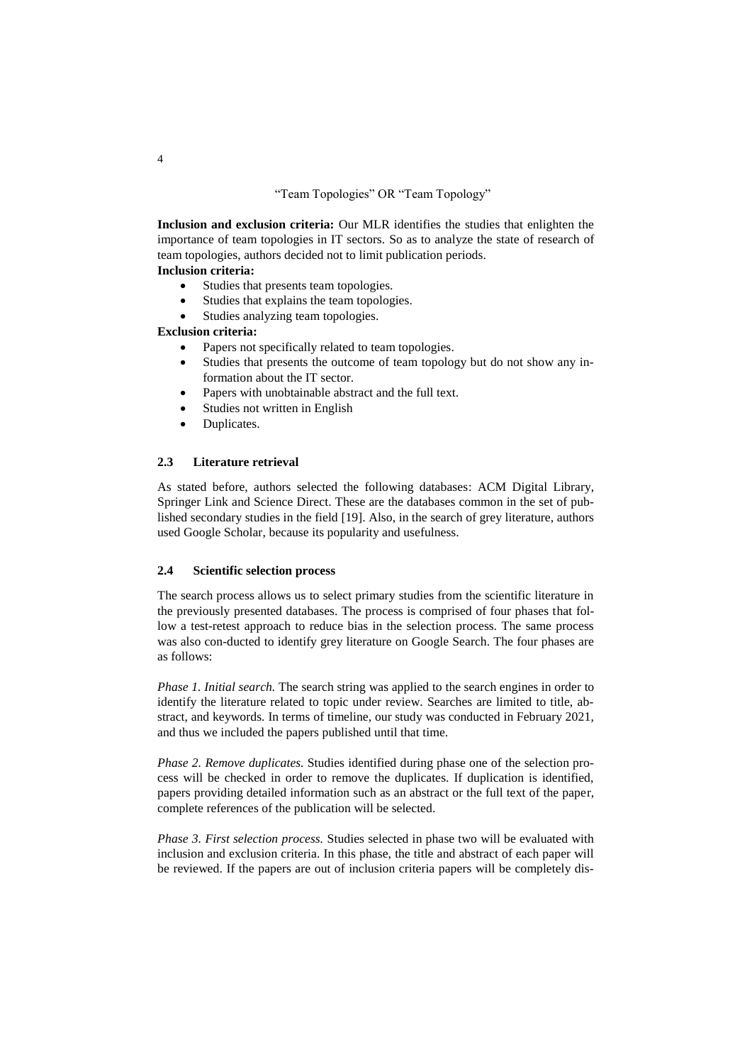"Team Topologies" OR "Team Topology"

**Inclusion and exclusion criteria:** Our MLR identifies the studies that enlighten the importance of team topologies in IT sectors. So as to analyze the state of research of team topologies, authors decided not to limit publication periods.

**Inclusion criteria:**

- Studies that presents team topologies.
- Studies that explains the team topologies.
- Studies analyzing team topologies.

**Exclusion criteria:**

- Papers not specifically related to team topologies.
- Studies that presents the outcome of team topology but do not show any information about the IT sector.
- Papers with unobtainable abstract and the full text.
- Studies not written in English
- Duplicates.

### 2.3 Literature retrieval

As stated before, authors selected the following databases: ACM Digital Library, Springer Link and Science Direct. These are the databases common in the set of published secondary studies in the field [19]. Also, in the search of grey literature, authors used Google Scholar, because its popularity and usefulness.

### 2.4 Scientific selection process

The search process allows us to select primary studies from the scientific literature in the previously presented databases. The process is comprised of four phases that follow a test-retest approach to reduce bias in the selection process. The same process was also con-ducted to identify grey literature on Google Search. The four phases are as follows:

*Phase 1. Initial search.* The search string was applied to the search engines in order to identify the literature related to topic under review. Searches are limited to title, abstract, and keywords. In terms of timeline, our study was conducted in February 2021, and thus we included the papers published until that time.

*Phase 2. Remove duplicates.* Studies identified during phase one of the selection process will be checked in order to remove the duplicates. If duplication is identified, papers providing detailed information such as an abstract or the full text of the paper, complete references of the publication will be selected.

*Phase 3. First selection process.* Studies selected in phase two will be evaluated with inclusion and exclusion criteria. In this phase, the title and abstract of each paper will be reviewed. If the papers are out of inclusion criteria papers will be completely dis-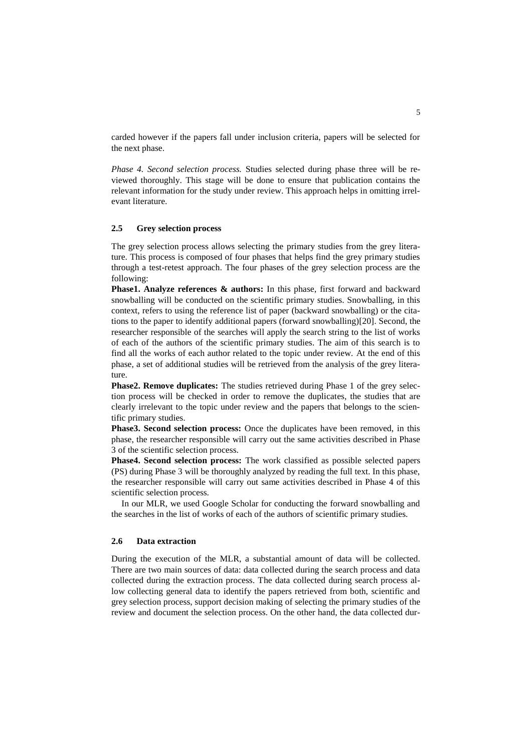carded however if the papers fall under inclusion criteria, papers will be selected for the next phase.

*Phase 4. Second selection process.* Studies selected during phase three will be reviewed thoroughly. This stage will be done to ensure that publication contains the relevant information for the study under review. This approach helps in omitting irrelevant literature.

### 2.5 Grey selection process

The grey selection process allows selecting the primary studies from the grey literature. This process is composed of four phases that helps find the grey primary studies through a test-retest approach. The four phases of the grey selection process are the following:

**Phase1. Analyze references & authors:** In this phase, first forward and backward snowballing will be conducted on the scientific primary studies. Snowballing, in this context, refers to using the reference list of paper (backward snowballing) or the citations to the paper to identify additional papers (forward snowballing)[20]. Second, the researcher responsible of the searches will apply the search string to the list of works of each of the authors of the scientific primary studies. The aim of this search is to find all the works of each author related to the topic under review. At the end of this phase, a set of additional studies will be retrieved from the analysis of the grey literature.

**Phase2. Remove duplicates:** The studies retrieved during Phase 1 of the grey selection process will be checked in order to remove the duplicates, the studies that are clearly irrelevant to the topic under review and the papers that belongs to the scientific primary studies.

**Phase3. Second selection process:** Once the duplicates have been removed, in this phase, the researcher responsible will carry out the same activities described in Phase 3 of the scientific selection process.

**Phase4. Second selection process:** The work classified as possible selected papers (PS) during Phase 3 will be thoroughly analyzed by reading the full text. In this phase, the researcher responsible will carry out same activities described in Phase 4 of this scientific selection process.

In our MLR, we used Google Scholar for conducting the forward snowballing and the searches in the list of works of each of the authors of scientific primary studies.

### 2.6 Data extraction

During the execution of the MLR, a substantial amount of data will be collected. There are two main sources of data: data collected during the search process and data collected during the extraction process. The data collected during search process allow collecting general data to identify the papers retrieved from both, scientific and grey selection process, support decision making of selecting the primary studies of the review and document the selection process. On the other hand, the data collected dur-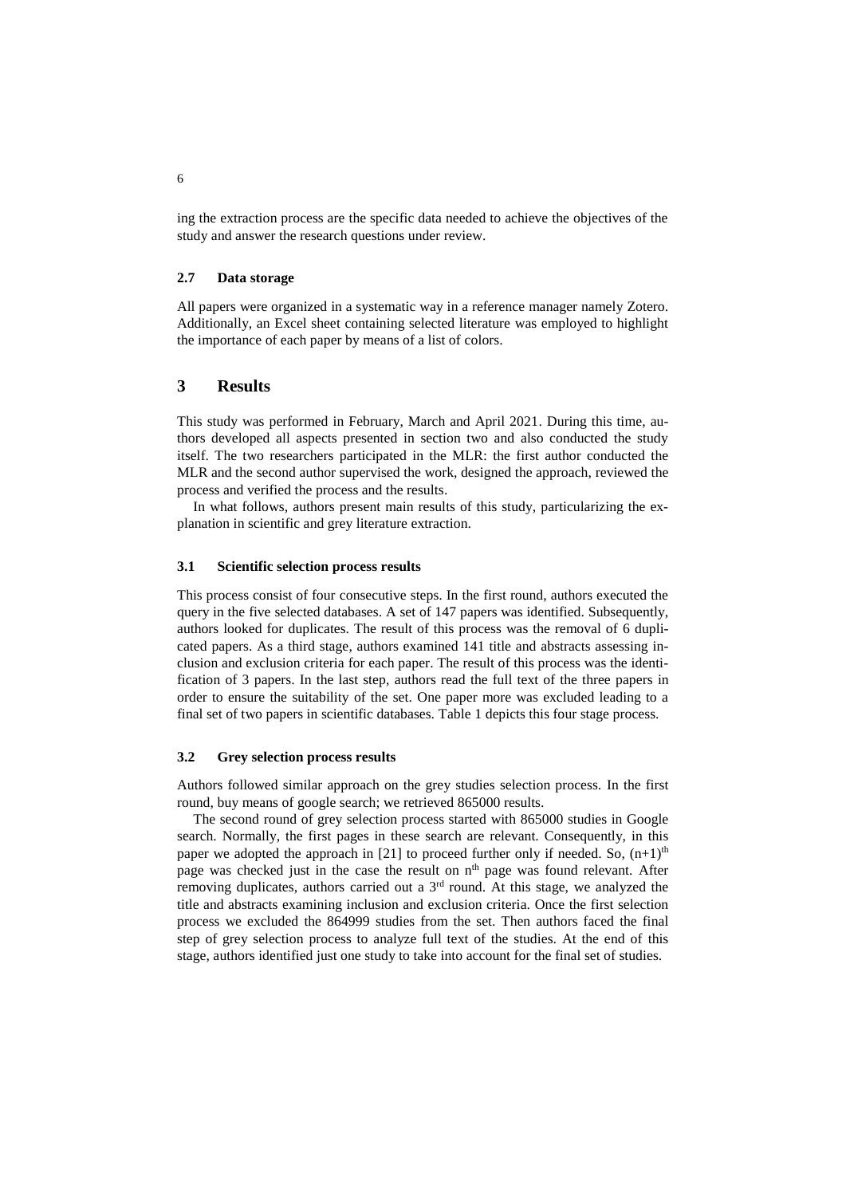ing the extraction process are the specific data needed to achieve the objectives of the study and answer the research questions under review.

### 2.7 Data storage

All papers were organized in a systematic way in a reference manager namely Zotero. Additionally, an Excel sheet containing selected literature was employed to highlight the importance of each paper by means of a list of colors.

## 3 Results

This study was performed in February, March and April 2021. During this time, authors developed all aspects presented in section two and also conducted the study itself. The two researchers participated in the MLR: the first author conducted the MLR and the second author supervised the work, designed the approach, reviewed the process and verified the process and the results.

In what follows, authors present main results of this study, particularizing the explanation in scientific and grey literature extraction.

### 3.1 Scientific selection process results

This process consist of four consecutive steps. In the first round, authors executed the query in the five selected databases. A set of 147 papers was identified. Subsequently, authors looked for duplicates. The result of this process was the removal of 6 duplicated papers. As a third stage, authors examined 141 title and abstracts assessing inclusion and exclusion criteria for each paper. The result of this process was the identification of 3 papers. In the last step, authors read the full text of the three papers in order to ensure the suitability of the set. One paper more was excluded leading to a final set of two papers in scientific databases. Table 1 depicts this four stage process.

### 3.2 Grey selection process results

Authors followed similar approach on the grey studies selection process. In the first round, buy means of google search; we retrieved 865000 results.

The second round of grey selection process started with 865000 studies in Google search. Normally, the first pages in these search are relevant. Consequently, in this paper we adopted the approach in [21] to proceed further only if needed. So, $(n+1)^{th}$ page was checked just in the case the result on $n^{th}$ page was found relevant. After removing duplicates, authors carried out a 3rd round. At this stage, we analyzed the title and abstracts examining inclusion and exclusion criteria. Once the first selection process we excluded the 864999 studies from the set. Then authors faced the final step of grey selection process to analyze full text of the studies. At the end of this stage, authors identified just one study to take into account for the final set of studies.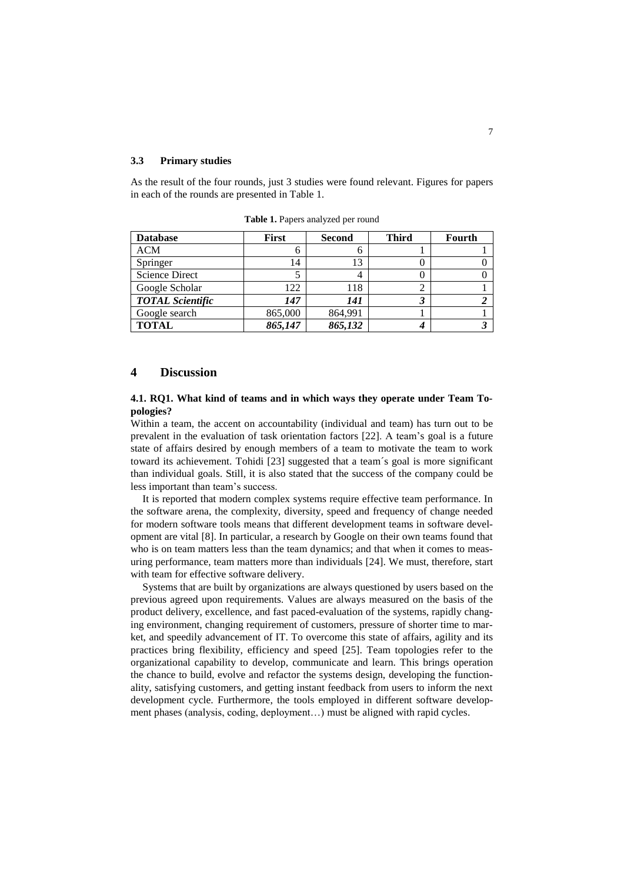### 3.3 Primary studies

As the result of the four rounds, just 3 studies were found relevant. Figures for papers in each of the rounds are presented in Table 1.

**Table 1.** Papers analyzed per round

| **Database** | **First** | **Second** | **Third** | **Fourth** |
|---|---|---|---|---|
| ACM | 6 | 6 | 1 | 1 |
| Springer | 14 | 13 | 0 | 0 |
| Science Direct | 5 | 4 | 0 | 0 |
| Google Scholar | 122 | 118 | 2 | 1 |
| ***TOTAL Scientific*** | ***147*** | ***141*** | ***3*** | ***2*** |
| Google search | 865,000 | 864,991 | 1 | 1 |
| **TOTAL** | ***865,147*** | ***865,132*** | ***4*** | ***3*** |

## 4 Discussion

### 4.1. RQ1. What kind of teams and in which ways they operate under Team Topologies?

Within a team, the accent on accountability (individual and team) has turn out to be prevalent in the evaluation of task orientation factors [22]. A team's goal is a future state of affairs desired by enough members of a team to motivate the team to work toward its achievement. Tohidi [23] suggested that a team´s goal is more significant than individual goals. Still, it is also stated that the success of the company could be less important than team's success.

It is reported that modern complex systems require effective team performance. In the software arena, the complexity, diversity, speed and frequency of change needed for modern software tools means that different development teams in software development are vital [8]. In particular, a research by Google on their own teams found that who is on team matters less than the team dynamics; and that when it comes to measuring performance, team matters more than individuals [24]. We must, therefore, start with team for effective software delivery.

Systems that are built by organizations are always questioned by users based on the previous agreed upon requirements. Values are always measured on the basis of the product delivery, excellence, and fast paced-evaluation of the systems, rapidly changing environment, changing requirement of customers, pressure of shorter time to market, and speedily advancement of IT. To overcome this state of affairs, agility and its practices bring flexibility, efficiency and speed [25]. Team topologies refer to the organizational capability to develop, communicate and learn. This brings operation the chance to build, evolve and refactor the systems design, developing the functionality, satisfying customers, and getting instant feedback from users to inform the next development cycle. Furthermore, the tools employed in different software development phases (analysis, coding, deployment…) must be aligned with rapid cycles.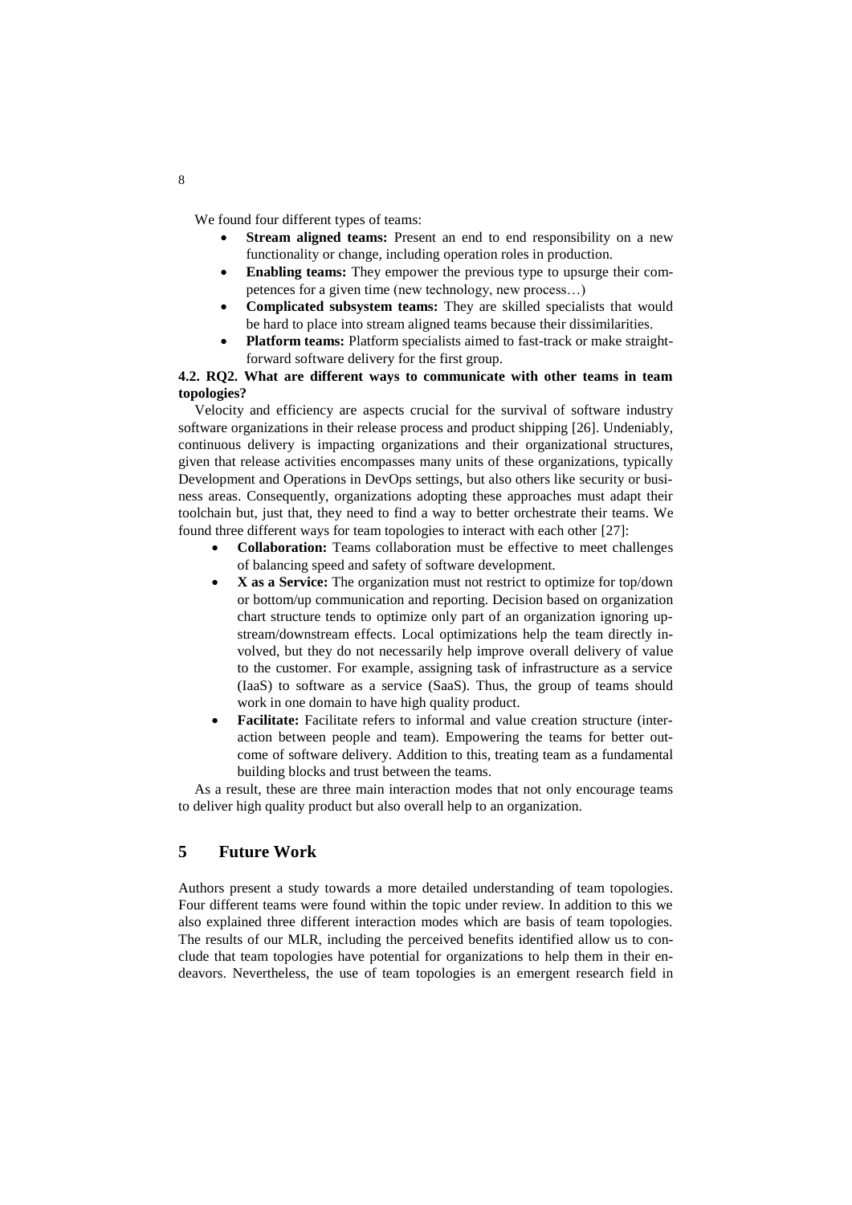We found four different types of teams:

- **Stream aligned teams:** Present an end to end responsibility on a new functionality or change, including operation roles in production.
- **Enabling teams:** They empower the previous type to upsurge their competences for a given time (new technology, new process…)
- **Complicated subsystem teams:** They are skilled specialists that would be hard to place into stream aligned teams because their dissimilarities.
- **Platform teams:** Platform specialists aimed to fast-track or make straightforward software delivery for the first group.

### 4.2. RQ2. What are different ways to communicate with other teams in team topologies?

Velocity and efficiency are aspects crucial for the survival of software industry software organizations in their release process and product shipping [26]. Undeniably, continuous delivery is impacting organizations and their organizational structures, given that release activities encompasses many units of these organizations, typically Development and Operations in DevOps settings, but also others like security or business areas. Consequently, organizations adopting these approaches must adapt their toolchain but, just that, they need to find a way to better orchestrate their teams. We found three different ways for team topologies to interact with each other [27]:

- **Collaboration:** Teams collaboration must be effective to meet challenges of balancing speed and safety of software development.
- **X as a Service:** The organization must not restrict to optimize for top/down or bottom/up communication and reporting. Decision based on organization chart structure tends to optimize only part of an organization ignoring upstream/downstream effects. Local optimizations help the team directly involved, but they do not necessarily help improve overall delivery of value to the customer. For example, assigning task of infrastructure as a service (IaaS) to software as a service (SaaS). Thus, the group of teams should work in one domain to have high quality product.
- **Facilitate:** Facilitate refers to informal and value creation structure (interaction between people and team). Empowering the teams for better outcome of software delivery. Addition to this, treating team as a fundamental building blocks and trust between the teams.

As a result, these are three main interaction modes that not only encourage teams to deliver high quality product but also overall help to an organization.

## 5 Future Work

Authors present a study towards a more detailed understanding of team topologies. Four different teams were found within the topic under review. In addition to this we also explained three different interaction modes which are basis of team topologies. The results of our MLR, including the perceived benefits identified allow us to conclude that team topologies have potential for organizations to help them in their endeavors. Nevertheless, the use of team topologies is an emergent research field in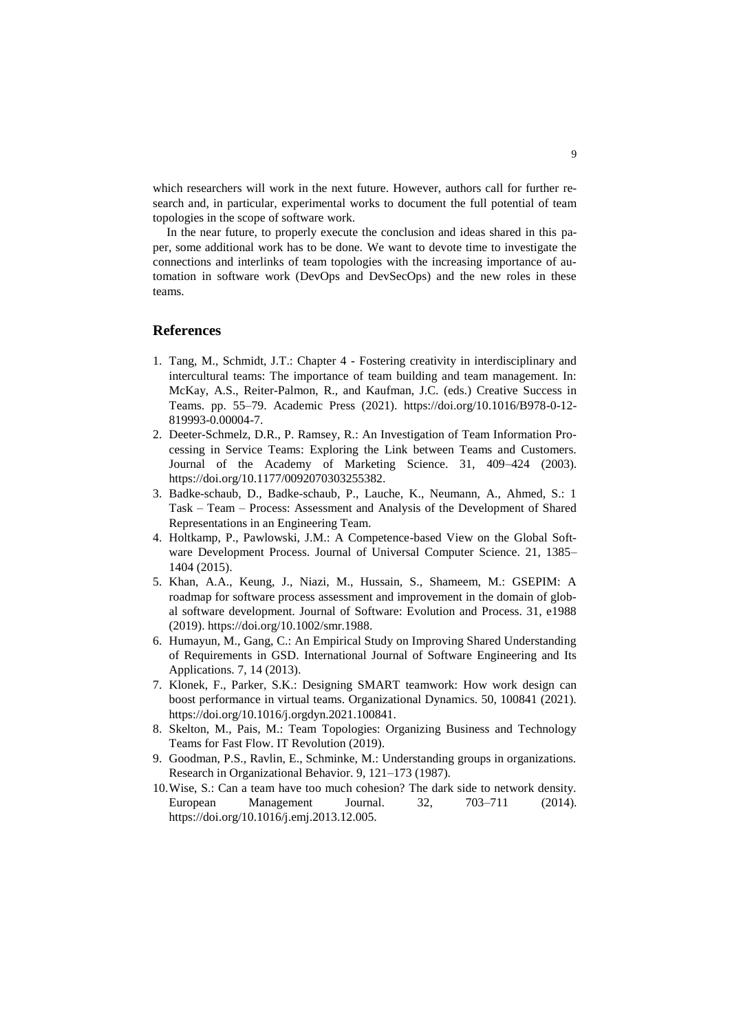which researchers will work in the next future. However, authors call for further research and, in particular, experimental works to document the full potential of team topologies in the scope of software work.

In the near future, to properly execute the conclusion and ideas shared in this paper, some additional work has to be done. We want to devote time to investigate the connections and interlinks of team topologies with the increasing importance of automation in software work (DevOps and DevSecOps) and the new roles in these teams.

## References

1. Tang, M., Schmidt, J.T.: Chapter 4 - Fostering creativity in interdisciplinary and intercultural teams: The importance of team building and team management. In: McKay, A.S., Reiter-Palmon, R., and Kaufman, J.C. (eds.) Creative Success in Teams. pp. 55–79. Academic Press (2021). https://doi.org/10.1016/B978-0-12-819993-0.00004-7.
2. Deeter-Schmelz, D.R., P. Ramsey, R.: An Investigation of Team Information Processing in Service Teams: Exploring the Link between Teams and Customers. Journal of the Academy of Marketing Science. 31, 409–424 (2003). https://doi.org/10.1177/0092070303255382.
3. Badke-schaub, D., Badke-schaub, P., Lauche, K., Neumann, A., Ahmed, S.: 1 Task – Team – Process: Assessment and Analysis of the Development of Shared Representations in an Engineering Team.
4. Holtkamp, P., Pawlowski, J.M.: A Competence-based View on the Global Software Development Process. Journal of Universal Computer Science. 21, 1385–1404 (2015).
5. Khan, A.A., Keung, J., Niazi, M., Hussain, S., Shameem, M.: GSEPIM: A roadmap for software process assessment and improvement in the domain of global software development. Journal of Software: Evolution and Process. 31, e1988 (2019). https://doi.org/10.1002/smr.1988.
6. Humayun, M., Gang, C.: An Empirical Study on Improving Shared Understanding of Requirements in GSD. International Journal of Software Engineering and Its Applications. 7, 14 (2013).
7. Klonek, F., Parker, S.K.: Designing SMART teamwork: How work design can boost performance in virtual teams. Organizational Dynamics. 50, 100841 (2021). https://doi.org/10.1016/j.orgdyn.2021.100841.
8. Skelton, M., Pais, M.: Team Topologies: Organizing Business and Technology Teams for Fast Flow. IT Revolution (2019).
9. Goodman, P.S., Ravlin, E., Schminke, M.: Understanding groups in organizations. Research in Organizational Behavior. 9, 121–173 (1987).
10. Wise, S.: Can a team have too much cohesion? The dark side to network density. European Management Journal. 32, 703–711 (2014). https://doi.org/10.1016/j.emj.2013.12.005.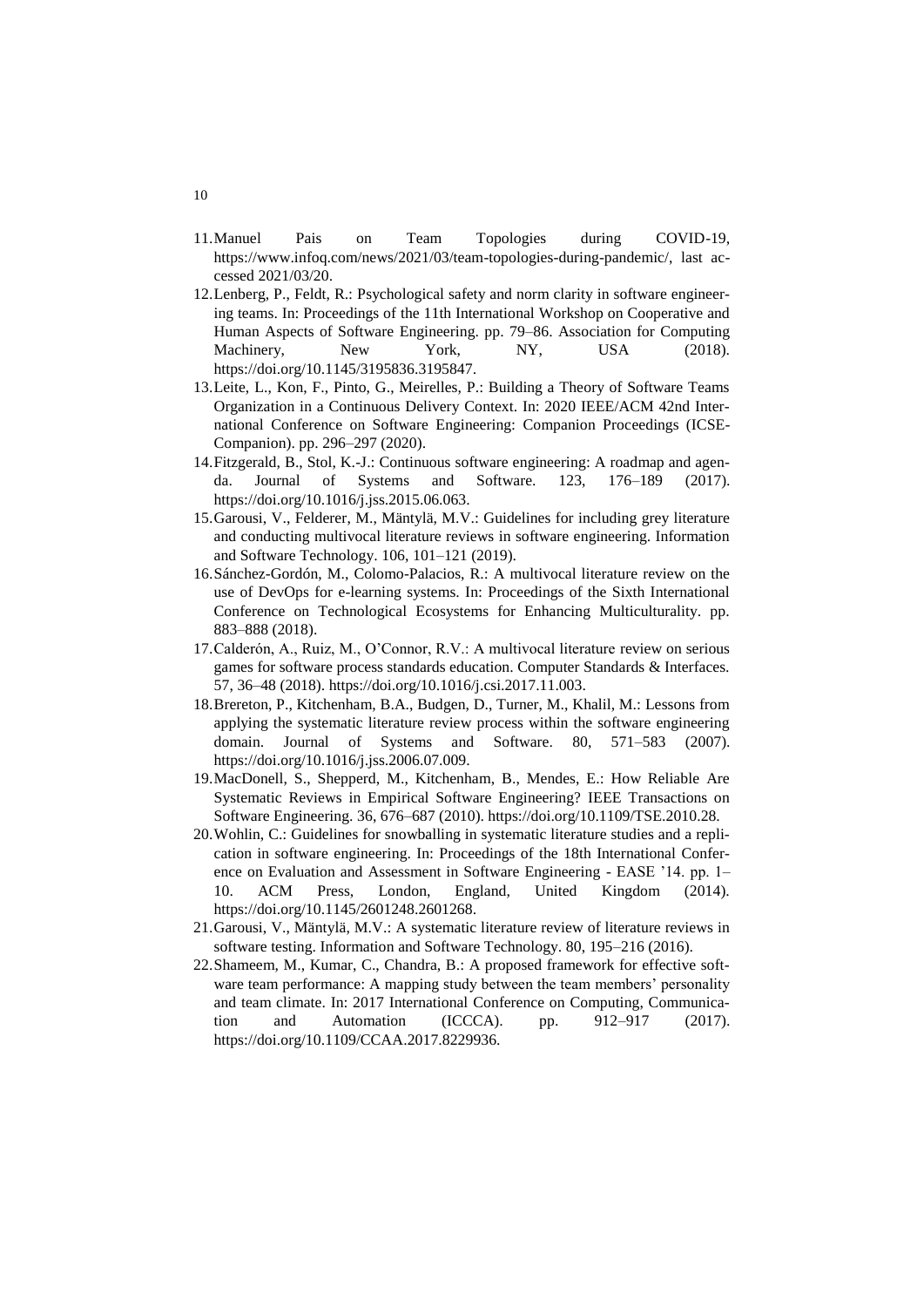11. Manuel Pais on Team Topologies during COVID-19, https://www.infoq.com/news/2021/03/team-topologies-during-pandemic/, last accessed 2021/03/20.
12. Lenberg, P., Feldt, R.: Psychological safety and norm clarity in software engineering teams. In: Proceedings of the 11th International Workshop on Cooperative and Human Aspects of Software Engineering. pp. 79–86. Association for Computing Machinery, New York, NY, USA (2018). https://doi.org/10.1145/3195836.3195847.
13. Leite, L., Kon, F., Pinto, G., Meirelles, P.: Building a Theory of Software Teams Organization in a Continuous Delivery Context. In: 2020 IEEE/ACM 42nd International Conference on Software Engineering: Companion Proceedings (ICSE-Companion). pp. 296–297 (2020).
14. Fitzgerald, B., Stol, K.-J.: Continuous software engineering: A roadmap and agenda. Journal of Systems and Software. 123, 176–189 (2017). https://doi.org/10.1016/j.jss.2015.06.063.
15. Garousi, V., Felderer, M., Mäntylä, M.V.: Guidelines for including grey literature and conducting multivocal literature reviews in software engineering. Information and Software Technology. 106, 101–121 (2019).
16. Sánchez-Gordón, M., Colomo-Palacios, R.: A multivocal literature review on the use of DevOps for e-learning systems. In: Proceedings of the Sixth International Conference on Technological Ecosystems for Enhancing Multiculturality. pp. 883–888 (2018).
17. Calderón, A., Ruiz, M., O'Connor, R.V.: A multivocal literature review on serious games for software process standards education. Computer Standards & Interfaces. 57, 36–48 (2018). https://doi.org/10.1016/j.csi.2017.11.003.
18. Brereton, P., Kitchenham, B.A., Budgen, D., Turner, M., Khalil, M.: Lessons from applying the systematic literature review process within the software engineering domain. Journal of Systems and Software. 80, 571–583 (2007). https://doi.org/10.1016/j.jss.2006.07.009.
19. MacDonell, S., Shepperd, M., Kitchenham, B., Mendes, E.: How Reliable Are Systematic Reviews in Empirical Software Engineering? IEEE Transactions on Software Engineering. 36, 676–687 (2010). https://doi.org/10.1109/TSE.2010.28.
20. Wohlin, C.: Guidelines for snowballing in systematic literature studies and a replication in software engineering. In: Proceedings of the 18th International Conference on Evaluation and Assessment in Software Engineering - EASE '14. pp. 1–10. ACM Press, London, England, United Kingdom (2014). https://doi.org/10.1145/2601248.2601268.
21. Garousi, V., Mäntylä, M.V.: A systematic literature review of literature reviews in software testing. Information and Software Technology. 80, 195–216 (2016).
22. Shameem, M., Kumar, C., Chandra, B.: A proposed framework for effective software team performance: A mapping study between the team members' personality and team climate. In: 2017 International Conference on Computing, Communication and Automation (ICCCA). pp. 912–917 (2017). https://doi.org/10.1109/CCAA.2017.8229936.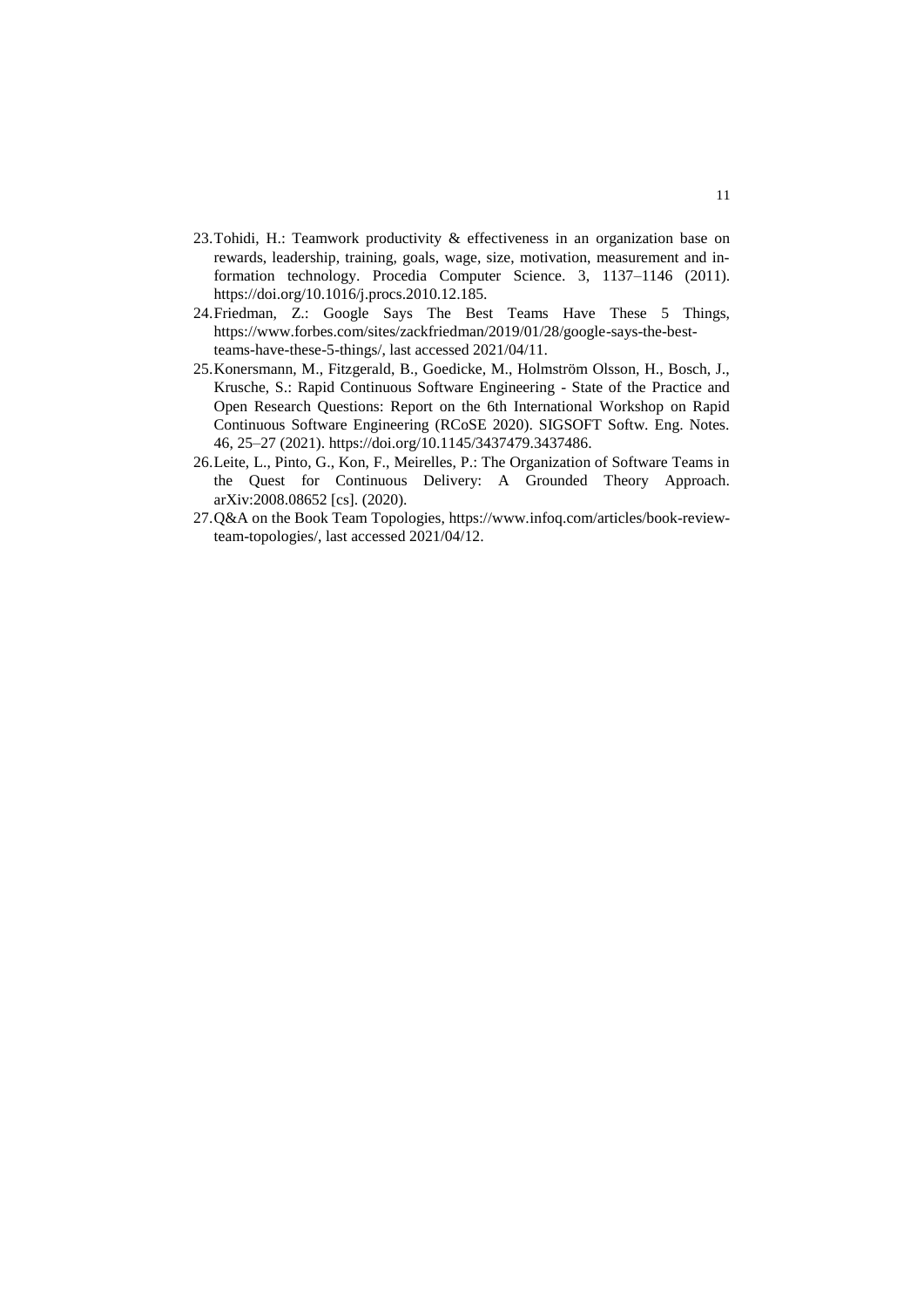23. Tohidi, H.: Teamwork productivity & effectiveness in an organization base on rewards, leadership, training, goals, wage, size, motivation, measurement and information technology. Procedia Computer Science. 3, 1137–1146 (2011). https://doi.org/10.1016/j.procs.2010.12.185.
24. Friedman, Z.: Google Says The Best Teams Have These 5 Things, https://www.forbes.com/sites/zackfriedman/2019/01/28/google-says-the-best-teams-have-these-5-things/, last accessed 2021/04/11.
25. Konersmann, M., Fitzgerald, B., Goedicke, M., Holmström Olsson, H., Bosch, J., Krusche, S.: Rapid Continuous Software Engineering - State of the Practice and Open Research Questions: Report on the 6th International Workshop on Rapid Continuous Software Engineering (RCoSE 2020). SIGSOFT Softw. Eng. Notes. 46, 25–27 (2021). https://doi.org/10.1145/3437479.3437486.
26. Leite, L., Pinto, G., Kon, F., Meirelles, P.: The Organization of Software Teams in the Quest for Continuous Delivery: A Grounded Theory Approach. arXiv:2008.08652 [cs]. (2020).
27. Q&A on the Book Team Topologies, https://www.infoq.com/articles/book-review-team-topologies/, last accessed 2021/04/12.